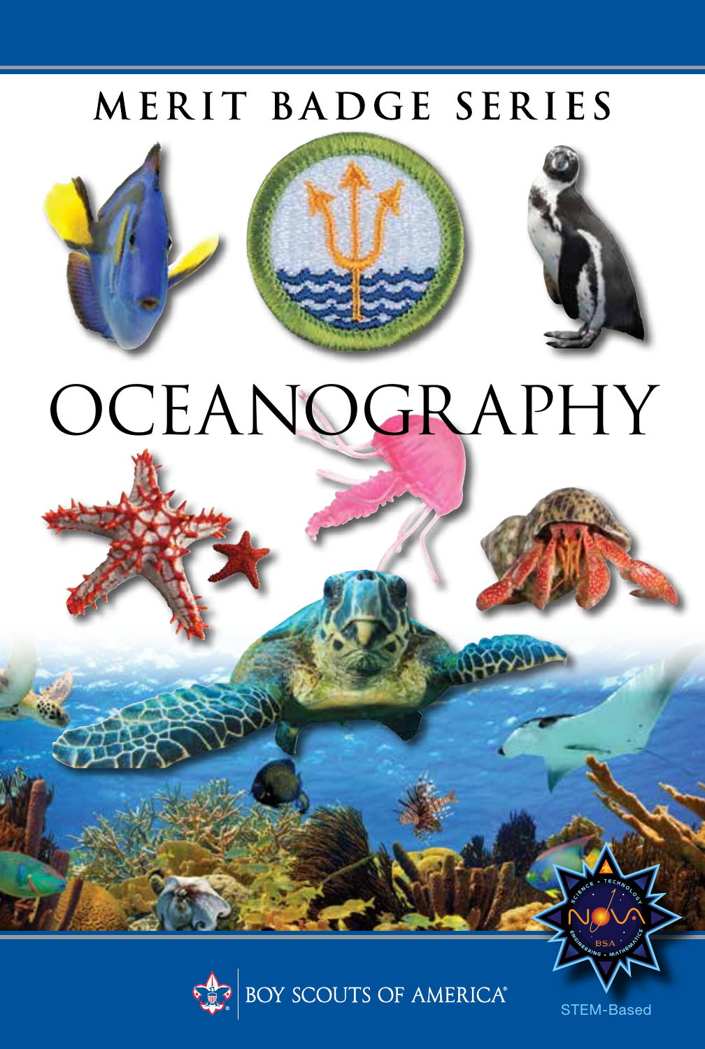MERIT BADGE SERIES

# OCEANOGRAPHY

BOY SCOUTS OF AMERICA®

STEM-Based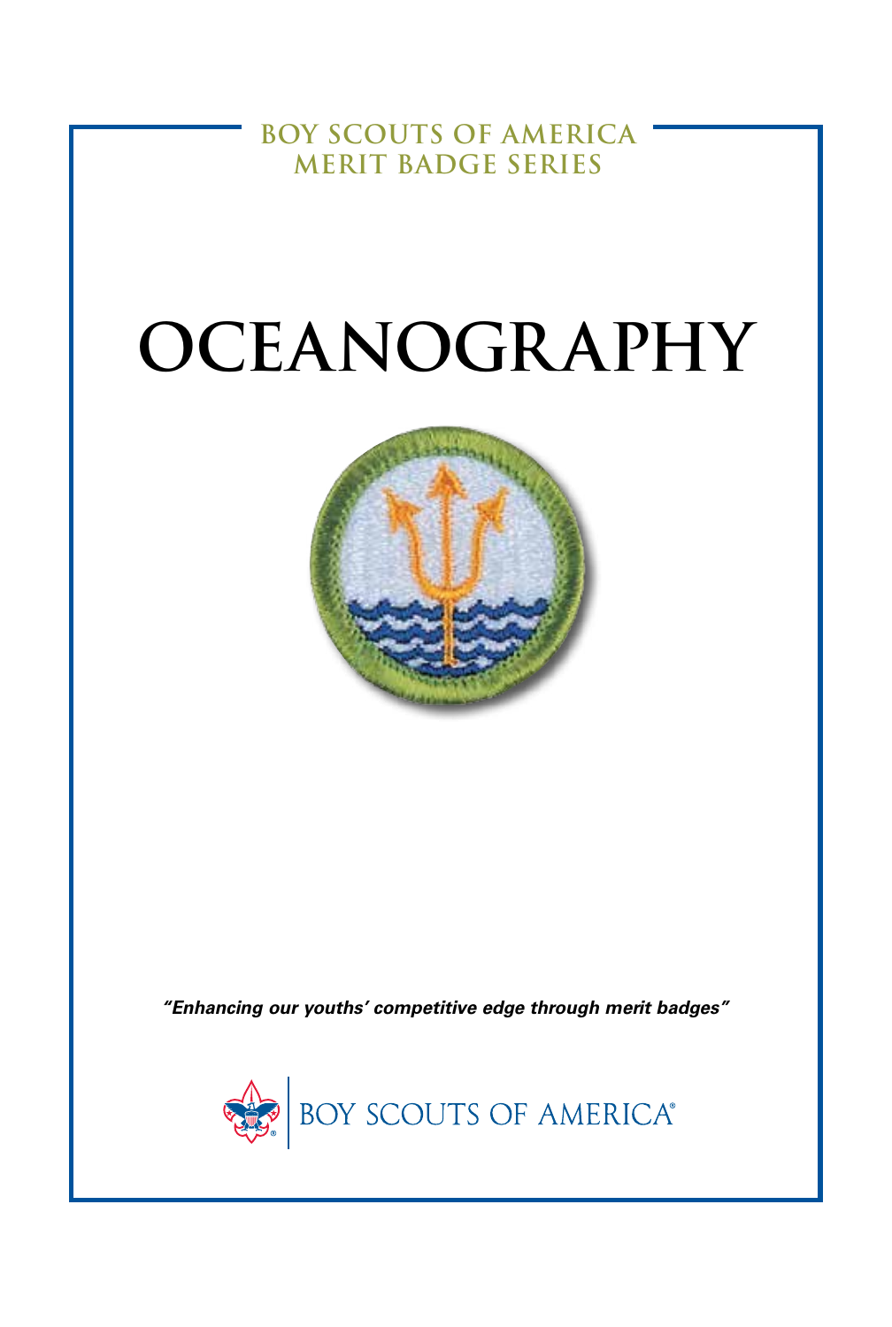BOY SCOUTS OF AMERICA
MERIT BADGE SERIES

# OCEANOGRAPHY

*"Enhancing our youths' competitive edge through merit badges"*

BOY SCOUTS OF AMERICA®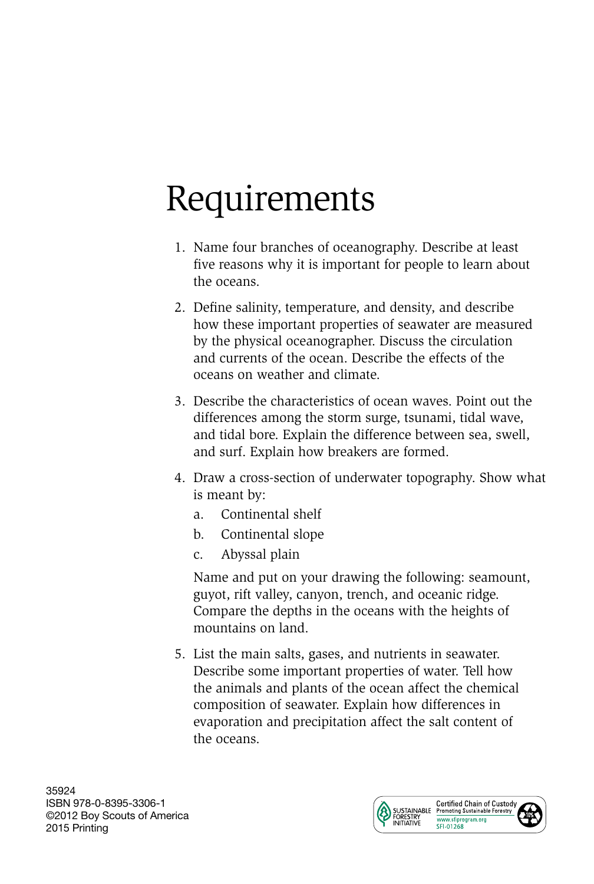# Requirements

1. Name four branches of oceanography. Describe at least five reasons why it is important for people to learn about the oceans.

2. Define salinity, temperature, and density, and describe how these important properties of seawater are measured by the physical oceanographer. Discuss the circulation and currents of the ocean. Describe the effects of the oceans on weather and climate.

3. Describe the characteristics of ocean waves. Point out the differences among the storm surge, tsunami, tidal wave, and tidal bore. Explain the difference between sea, swell, and surf. Explain how breakers are formed.

4. Draw a cross-section of underwater topography. Show what is meant by:
   a. Continental shelf
   b. Continental slope
   c. Abyssal plain

   Name and put on your drawing the following: seamount, guyot, rift valley, canyon, trench, and oceanic ridge. Compare the depths in the oceans with the heights of mountains on land.

5. List the main salts, gases, and nutrients in seawater. Describe some important properties of water. Tell how the animals and plants of the ocean affect the chemical composition of seawater. Explain how differences in evaporation and precipitation affect the salt content of the oceans.

35924
ISBN 978-0-8395-3306-1
©2012 Boy Scouts of America
2015 Printing

SUSTAINABLE FORESTRY INITIATIVE
Certified Chain of Custody
Promoting Sustainable Forestry
www.sfiprogram.org
SFI-01268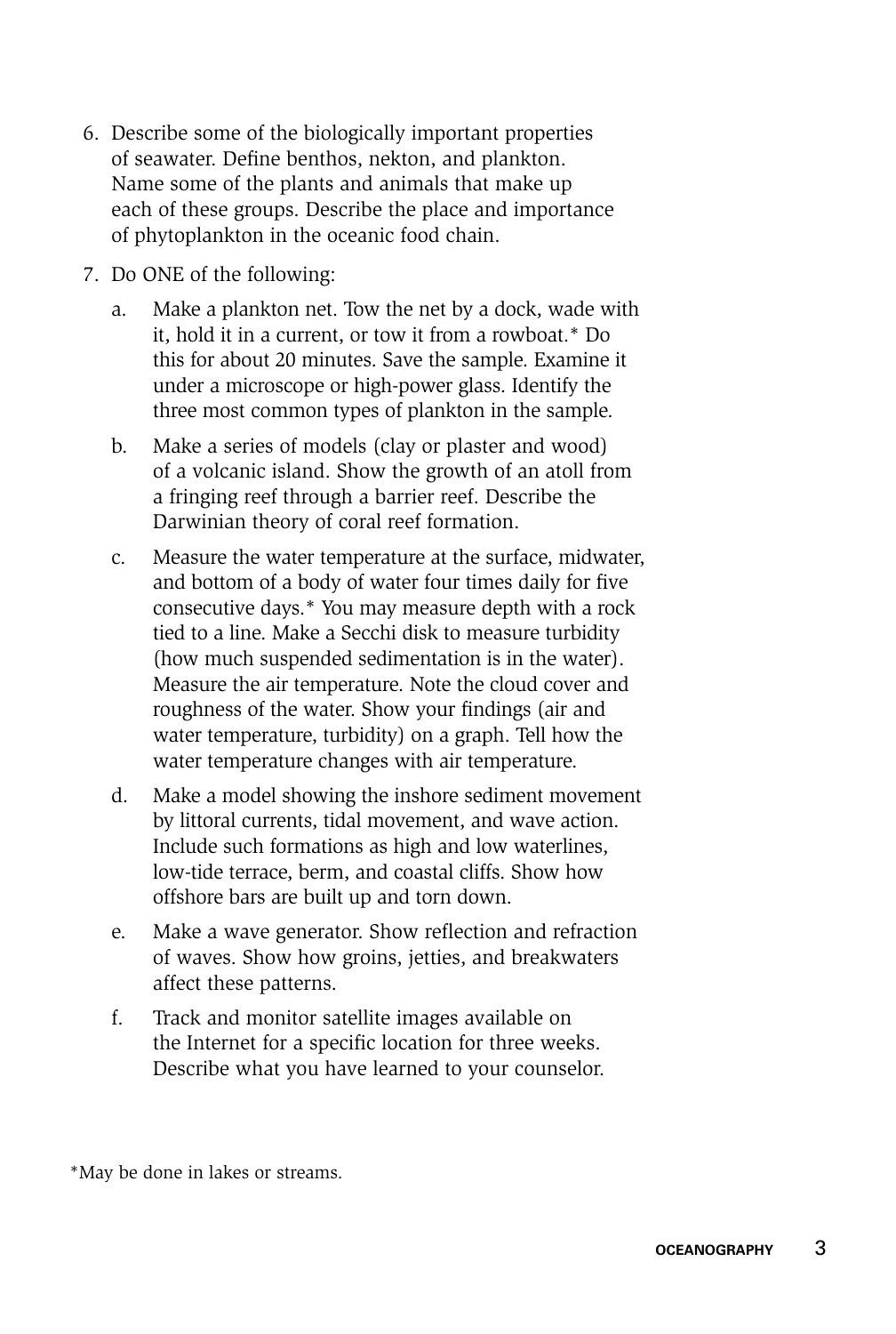6. Describe some of the biologically important properties of seawater. Define benthos, nekton, and plankton. Name some of the plants and animals that make up each of these groups. Describe the place and importance of phytoplankton in the oceanic food chain.

7. Do ONE of the following:

   a. Make a plankton net. Tow the net by a dock, wade with it, hold it in a current, or tow it from a rowboat.* Do this for about 20 minutes. Save the sample. Examine it under a microscope or high-power glass. Identify the three most common types of plankton in the sample.

   b. Make a series of models (clay or plaster and wood) of a volcanic island. Show the growth of an atoll from a fringing reef through a barrier reef. Describe the Darwinian theory of coral reef formation.

   c. Measure the water temperature at the surface, midwater, and bottom of a body of water four times daily for five consecutive days.* You may measure depth with a rock tied to a line. Make a Secchi disk to measure turbidity (how much suspended sedimentation is in the water). Measure the air temperature. Note the cloud cover and roughness of the water. Show your findings (air and water temperature, turbidity) on a graph. Tell how the water temperature changes with air temperature.

   d. Make a model showing the inshore sediment movement by littoral currents, tidal movement, and wave action. Include such formations as high and low waterlines, low-tide terrace, berm, and coastal cliffs. Show how offshore bars are built up and torn down.

   e. Make a wave generator. Show reflection and refraction of waves. Show how groins, jetties, and breakwaters affect these patterns.

   f. Track and monitor satellite images available on the Internet for a specific location for three weeks. Describe what you have learned to your counselor.

*May be done in lakes or streams.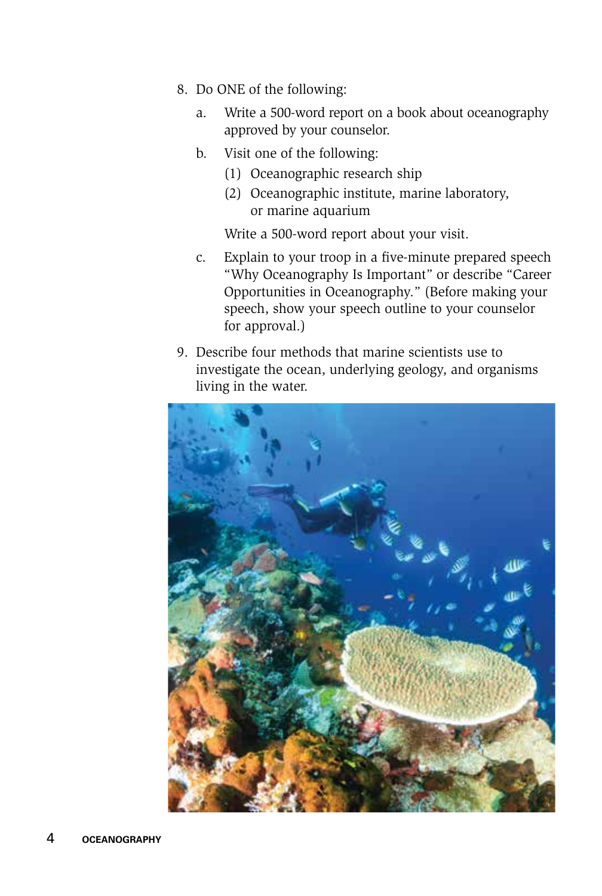8. Do ONE of the following:
   a. Write a 500-word report on a book about oceanography approved by your counselor.
   b. Visit one of the following:
      (1) Oceanographic research ship
      (2) Oceanographic institute, marine laboratory, or marine aquarium

      Write a 500-word report about your visit.
   c. Explain to your troop in a five-minute prepared speech "Why Oceanography Is Important" or describe "Career Opportunities in Oceanography." (Before making your speech, show your speech outline to your counselor for approval.)
9. Describe four methods that marine scientists use to investigate the ocean, underlying geology, and organisms living in the water.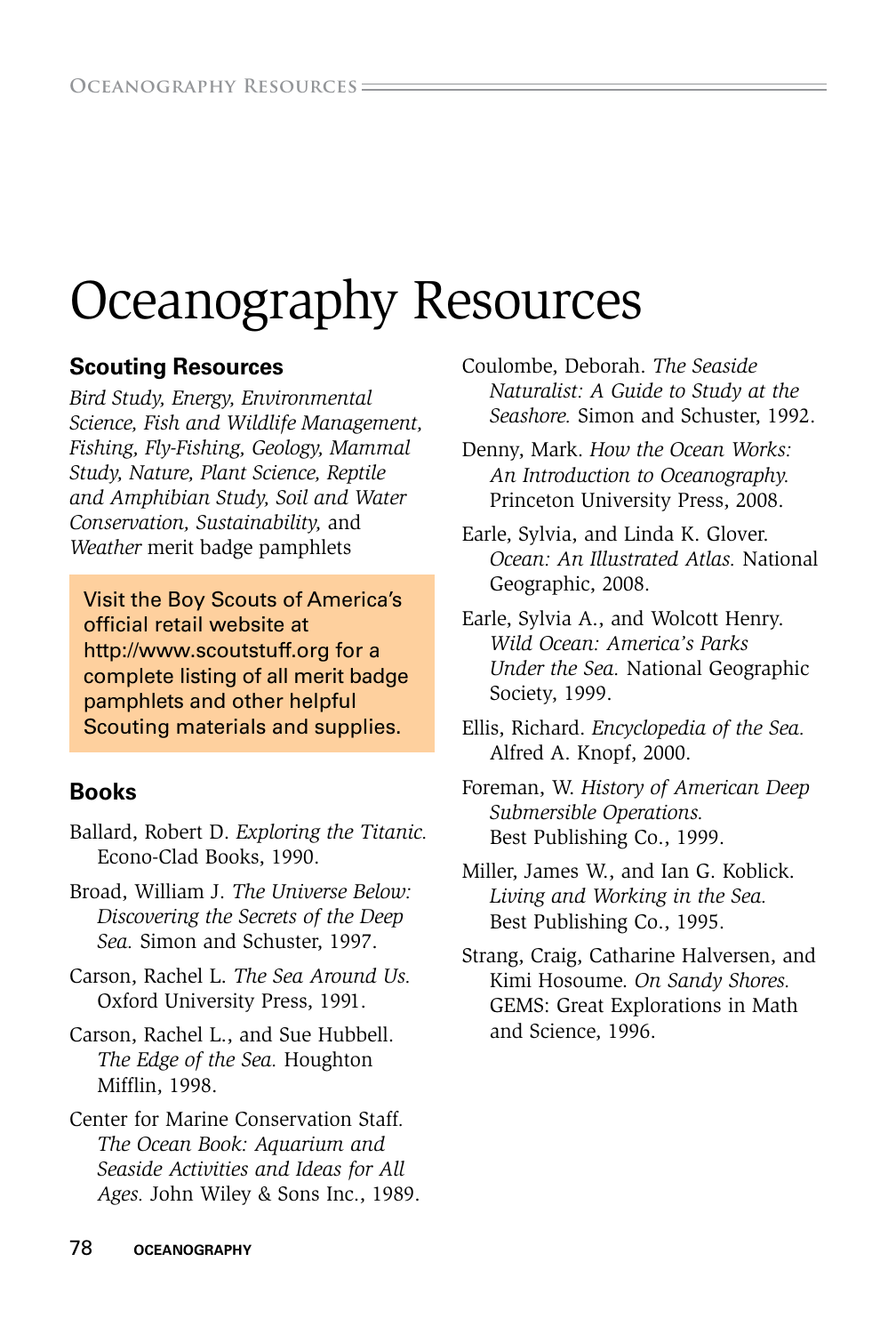# Oceanography Resources

## Scouting Resources

*Bird Study, Energy, Environmental Science, Fish and Wildlife Management, Fishing, Fly-Fishing, Geology, Mammal Study, Nature, Plant Science, Reptile and Amphibian Study, Soil and Water Conservation, Sustainability,* and *Weather* merit badge pamphlets

Visit the Boy Scouts of America's official retail website at http://www.scoutstuff.org for a complete listing of all merit badge pamphlets and other helpful Scouting materials and supplies.

## Books

Ballard, Robert D. *Exploring the Titanic.* Econo-Clad Books, 1990.

Broad, William J. *The Universe Below: Discovering the Secrets of the Deep Sea.* Simon and Schuster, 1997.

Carson, Rachel L. *The Sea Around Us.* Oxford University Press, 1991.

Carson, Rachel L., and Sue Hubbell. *The Edge of the Sea.* Houghton Mifflin, 1998.

Center for Marine Conservation Staff. *The Ocean Book: Aquarium and Seaside Activities and Ideas for All Ages.* John Wiley & Sons Inc., 1989.

Coulombe, Deborah. *The Seaside Naturalist: A Guide to Study at the Seashore.* Simon and Schuster, 1992.

Denny, Mark. *How the Ocean Works: An Introduction to Oceanography.* Princeton University Press, 2008.

Earle, Sylvia, and Linda K. Glover. *Ocean: An Illustrated Atlas.* National Geographic, 2008.

Earle, Sylvia A., and Wolcott Henry. *Wild Ocean: America's Parks Under the Sea.* National Geographic Society, 1999.

Ellis, Richard. *Encyclopedia of the Sea.* Alfred A. Knopf, 2000.

Foreman, W. *History of American Deep Submersible Operations.* Best Publishing Co., 1999.

Miller, James W., and Ian G. Koblick. *Living and Working in the Sea.* Best Publishing Co., 1995.

Strang, Craig, Catharine Halversen, and Kimi Hosoume. *On Sandy Shores.* GEMS: Great Explorations in Math and Science, 1996.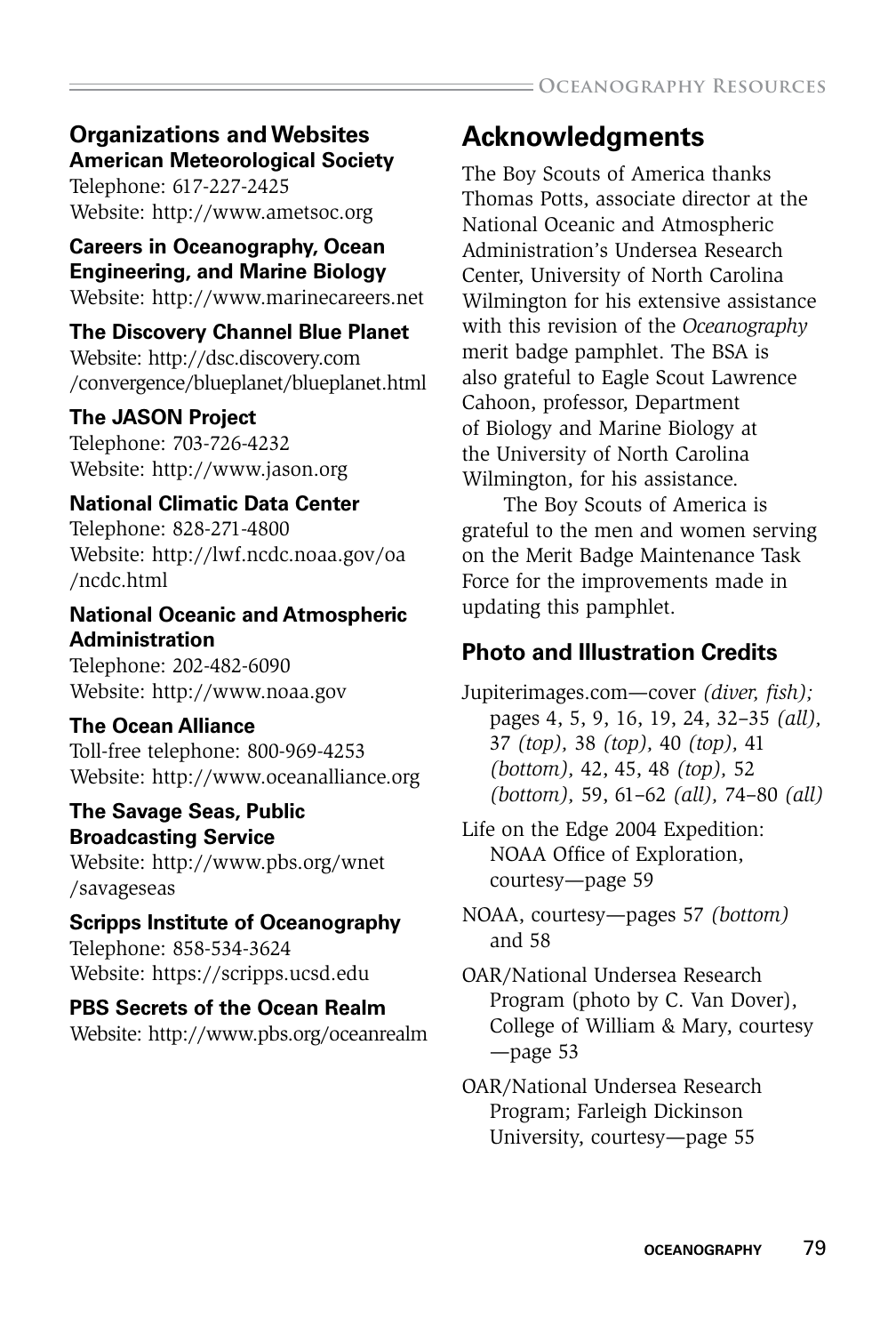## Organizations and Websites

**American Meteorological Society**
Telephone: 617-227-2425
Website: http://www.ametsoc.org

**Careers in Oceanography, Ocean Engineering, and Marine Biology**
Website: http://www.marinecareers.net

**The Discovery Channel Blue Planet**
Website: http://dsc.discovery.com/convergence/blueplanet/blueplanet.html

**The JASON Project**
Telephone: 703-726-4232
Website: http://www.jason.org

**National Climatic Data Center**
Telephone: 828-271-4800
Website: http://lwf.ncdc.noaa.gov/oa/ncdc.html

**National Oceanic and Atmospheric Administration**
Telephone: 202-482-6090
Website: http://www.noaa.gov

**The Ocean Alliance**
Toll-free telephone: 800-969-4253
Website: http://www.oceanalliance.org

**The Savage Seas, Public Broadcasting Service**
Website: http://www.pbs.org/wnet/savageseas

**Scripps Institute of Oceanography**
Telephone: 858-534-3624
Website: https://scripps.ucsd.edu

**PBS Secrets of the Ocean Realm**
Website: http://www.pbs.org/oceanrealm

# Acknowledgments

The Boy Scouts of America thanks Thomas Potts, associate director at the National Oceanic and Atmospheric Administration's Undersea Research Center, University of North Carolina Wilmington for his extensive assistance with this revision of the *Oceanography* merit badge pamphlet. The BSA is also grateful to Eagle Scout Lawrence Cahoon, professor, Department of Biology and Marine Biology at the University of North Carolina Wilmington, for his assistance.

The Boy Scouts of America is grateful to the men and women serving on the Merit Badge Maintenance Task Force for the improvements made in updating this pamphlet.

## Photo and Illustration Credits

Jupiterimages.com—cover *(diver, fish);* pages 4, 5, 9, 16, 19, 24, 32–35 *(all),* 37 *(top),* 38 *(top),* 40 *(top),* 41 *(bottom),* 42, 45, 48 *(top),* 52 *(bottom),* 59, 61–62 *(all),* 74–80 *(all)*

Life on the Edge 2004 Expedition: NOAA Office of Exploration, courtesy—page 59

NOAA, courtesy—pages 57 *(bottom)* and 58

OAR/National Undersea Research Program (photo by C. Van Dover), College of William & Mary, courtesy—page 53

OAR/National Undersea Research Program; Farleigh Dickinson University, courtesy—page 55